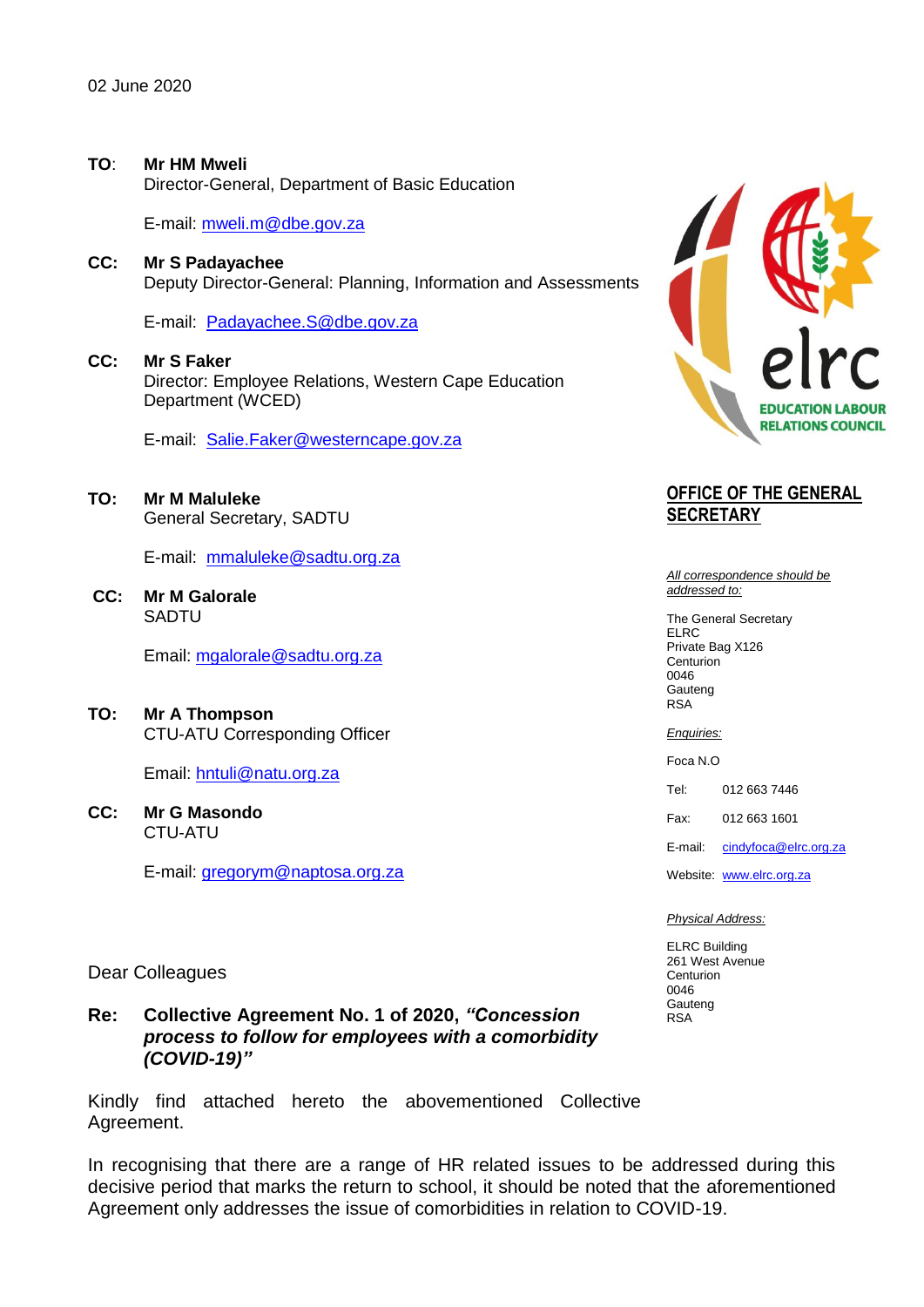02 June 2020

**TO**: **Mr HM Mweli**
Director-General, Department of Basic Education

E-mail: mweli.m@dbe.gov.za

**CC: Mr S Padayachee**
Deputy Director-General: Planning, Information and Assessments

E-mail: Padayachee.S@dbe.gov.za

**CC: Mr S Faker**
Director: Employee Relations, Western Cape Education Department (WCED)

E-mail: Salie.Faker@westerncape.gov.za

**TO: Mr M Maluleke**
General Secretary, SADTU

E-mail: mmaluleke@sadtu.org.za

**CC: Mr M Galorale**
SADTU

Email: mgalorale@sadtu.org.za

**TO: Mr A Thompson**
CTU-ATU Corresponding Officer

Email: hntuli@natu.org.za

**CC: Mr G Masondo**
CTU-ATU

E-mail: gregorym@naptosa.org.za

**ELRC – EDUCATION LABOUR RELATIONS COUNCIL**

**OFFICE OF THE GENERAL SECRETARY**

*All correspondence should be addressed to:*

The General Secretary
ELRC
Private Bag X126
Centurion
0046
Gauteng
RSA

*Enquiries:*

Foca N.O

Tel: 012 663 7446

Fax: 012 663 1601

E-mail: cindyfoca@elrc.org.za

Website: www.elrc.org.za

*Physical Address:*

ELRC Building
261 West Avenue
Centurion
0046
Gauteng
RSA

Dear Colleagues

**Re: Collective Agreement No. 1 of 2020, *"Concession process to follow for employees with a comorbidity (COVID-19)"***

Kindly find attached hereto the abovementioned Collective Agreement.

In recognising that there are a range of HR related issues to be addressed during this decisive period that marks the return to school, it should be noted that the aforementioned Agreement only addresses the issue of comorbidities in relation to COVID-19.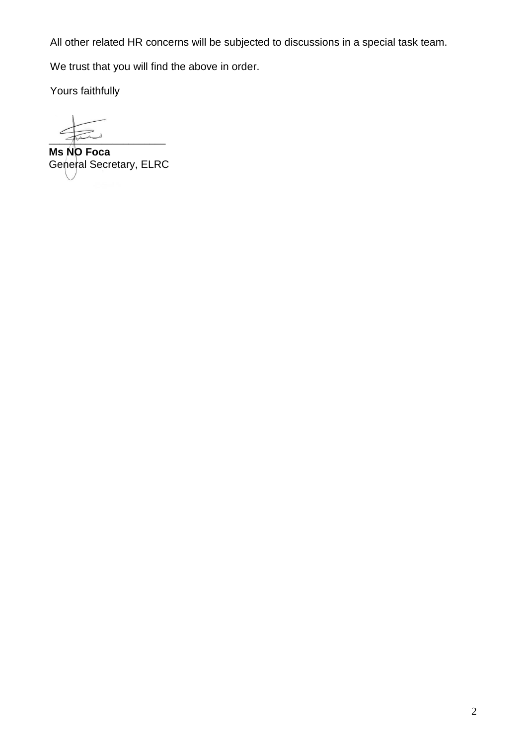All other related HR concerns will be subjected to discussions in a special task team.

We trust that you will find the above in order.

Yours faithfully

\_\_\_\_\_\_\_\_\_\_\_\_\_\_\_\_\_\_\_\_\_\_

**Ms NO Foca**
General Secretary, ELRC